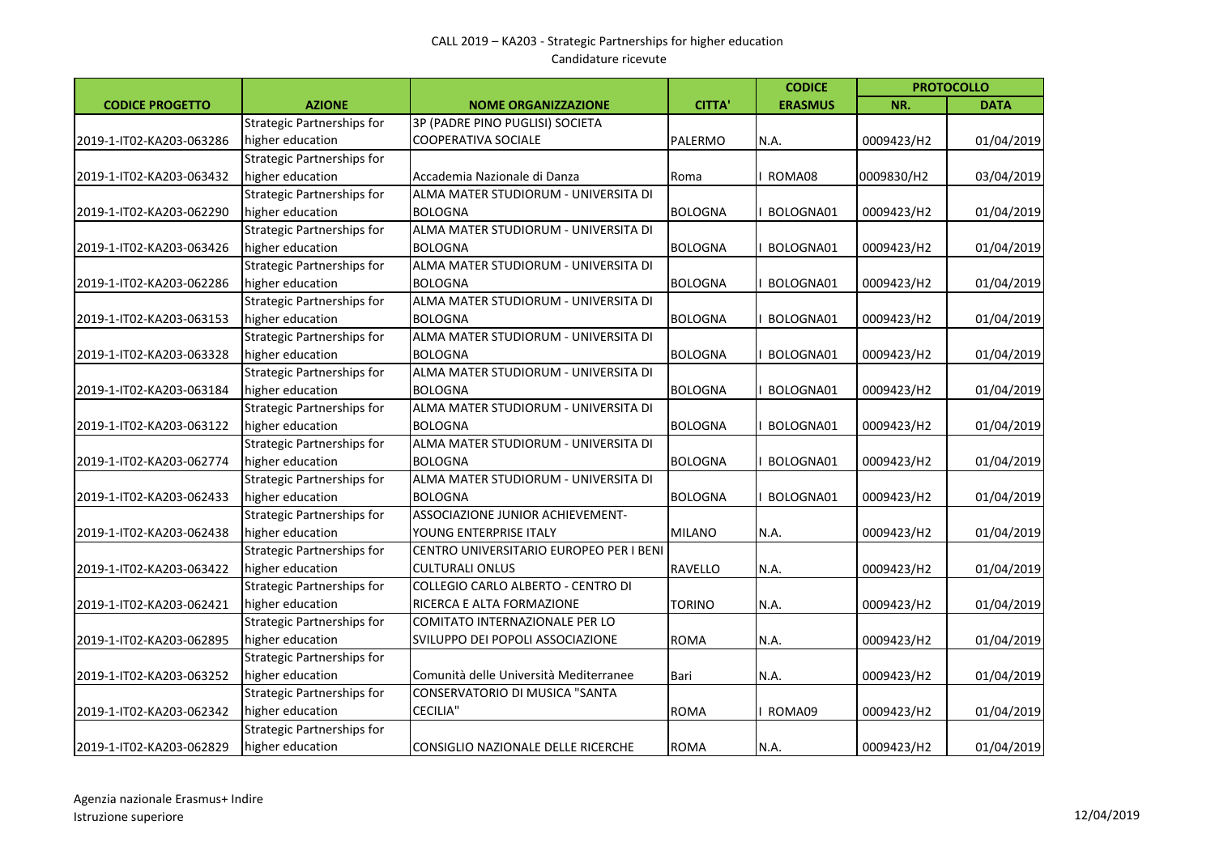CALL 2019 – KA203 - Strategic Partnerships for higher education

Candidature ricevute

| CODICE PROGETTO | AZIONE | NOME ORGANIZZAZIONE | CITTA' | CODICE ERASMUS | PROTOCOLLO | |
|---|---|---|---|---|---|---|
| | | | | | NR. | DATA |
| 2019-1-IT02-KA203-063286 | Strategic Partnerships for higher education | 3P (PADRE PINO PUGLISI) SOCIETA COOPERATIVA SOCIALE | PALERMO | N.A. | 0009423/H2 | 01/04/2019 |
| 2019-1-IT02-KA203-063432 | Strategic Partnerships for higher education | Accademia Nazionale di Danza | Roma | I ROMA08 | 0009830/H2 | 03/04/2019 |
| 2019-1-IT02-KA203-062290 | Strategic Partnerships for higher education | ALMA MATER STUDIORUM - UNIVERSITA DI BOLOGNA | BOLOGNA | I BOLOGNA01 | 0009423/H2 | 01/04/2019 |
| 2019-1-IT02-KA203-063426 | Strategic Partnerships for higher education | ALMA MATER STUDIORUM - UNIVERSITA DI BOLOGNA | BOLOGNA | I BOLOGNA01 | 0009423/H2 | 01/04/2019 |
| 2019-1-IT02-KA203-062286 | Strategic Partnerships for higher education | ALMA MATER STUDIORUM - UNIVERSITA DI BOLOGNA | BOLOGNA | I BOLOGNA01 | 0009423/H2 | 01/04/2019 |
| 2019-1-IT02-KA203-063153 | Strategic Partnerships for higher education | ALMA MATER STUDIORUM - UNIVERSITA DI BOLOGNA | BOLOGNA | I BOLOGNA01 | 0009423/H2 | 01/04/2019 |
| 2019-1-IT02-KA203-063328 | Strategic Partnerships for higher education | ALMA MATER STUDIORUM - UNIVERSITA DI BOLOGNA | BOLOGNA | I BOLOGNA01 | 0009423/H2 | 01/04/2019 |
| 2019-1-IT02-KA203-063184 | Strategic Partnerships for higher education | ALMA MATER STUDIORUM - UNIVERSITA DI BOLOGNA | BOLOGNA | I BOLOGNA01 | 0009423/H2 | 01/04/2019 |
| 2019-1-IT02-KA203-063122 | Strategic Partnerships for higher education | ALMA MATER STUDIORUM - UNIVERSITA DI BOLOGNA | BOLOGNA | I BOLOGNA01 | 0009423/H2 | 01/04/2019 |
| 2019-1-IT02-KA203-062774 | Strategic Partnerships for higher education | ALMA MATER STUDIORUM - UNIVERSITA DI BOLOGNA | BOLOGNA | I BOLOGNA01 | 0009423/H2 | 01/04/2019 |
| 2019-1-IT02-KA203-062433 | Strategic Partnerships for higher education | ALMA MATER STUDIORUM - UNIVERSITA DI BOLOGNA | BOLOGNA | I BOLOGNA01 | 0009423/H2 | 01/04/2019 |
| 2019-1-IT02-KA203-062438 | Strategic Partnerships for higher education | ASSOCIAZIONE JUNIOR ACHIEVEMENT-YOUNG ENTERPRISE ITALY | MILANO | N.A. | 0009423/H2 | 01/04/2019 |
| 2019-1-IT02-KA203-063422 | Strategic Partnerships for higher education | CENTRO UNIVERSITARIO EUROPEO PER I BENI CULTURALI ONLUS | RAVELLO | N.A. | 0009423/H2 | 01/04/2019 |
| 2019-1-IT02-KA203-062421 | Strategic Partnerships for higher education | COLLEGIO CARLO ALBERTO - CENTRO DI RICERCA E ALTA FORMAZIONE | TORINO | N.A. | 0009423/H2 | 01/04/2019 |
| 2019-1-IT02-KA203-062895 | Strategic Partnerships for higher education | COMITATO INTERNAZIONALE PER LO SVILUPPO DEI POPOLI ASSOCIAZIONE | ROMA | N.A. | 0009423/H2 | 01/04/2019 |
| 2019-1-IT02-KA203-063252 | Strategic Partnerships for higher education | Comunità delle Università Mediterranee | Bari | N.A. | 0009423/H2 | 01/04/2019 |
| 2019-1-IT02-KA203-062342 | Strategic Partnerships for higher education | CONSERVATORIO DI MUSICA "SANTA CECILIA" | ROMA | I ROMA09 | 0009423/H2 | 01/04/2019 |
| 2019-1-IT02-KA203-062829 | Strategic Partnerships for higher education | CONSIGLIO NAZIONALE DELLE RICERCHE | ROMA | N.A. | 0009423/H2 | 01/04/2019 |

Agenzia nazionale Erasmus+ Indire
Istruzione superiore

12/04/2019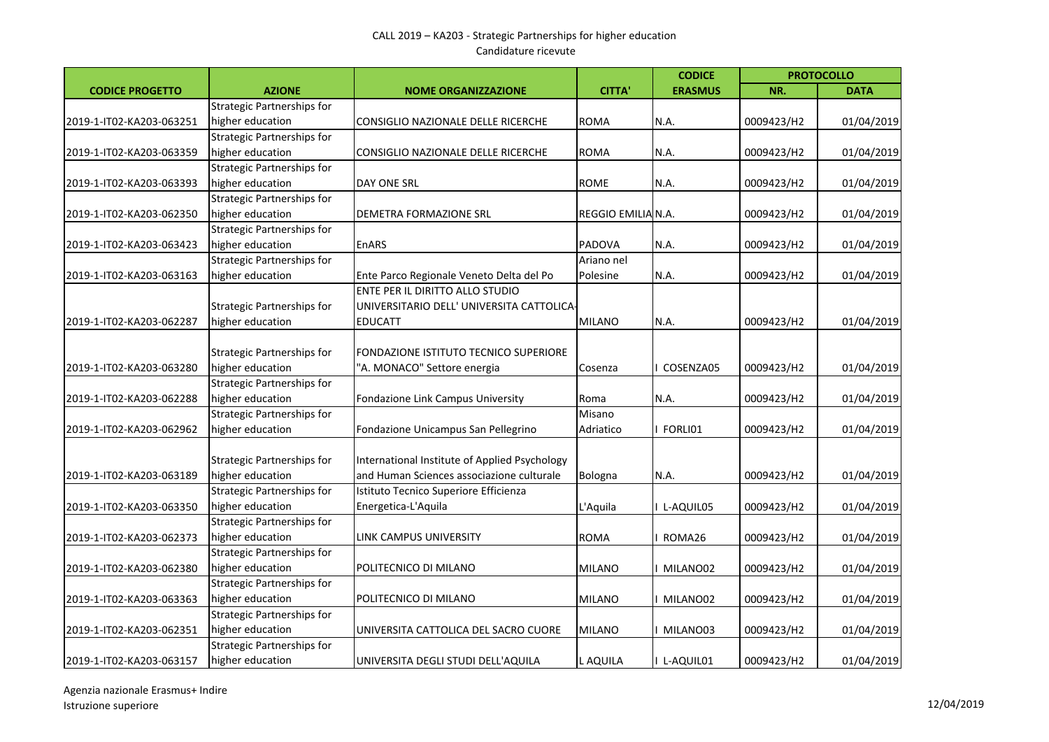CALL 2019 – KA203 - Strategic Partnerships for higher education
Candidature ricevute

| CODICE PROGETTO | AZIONE | NOME ORGANIZZAZIONE | CITTA' | CODICE ERASMUS | PROTOCOLLO | |
|---|---|---|---|---|---|---|
| | | | | | NR. | DATA |
| 2019-1-IT02-KA203-063251 | Strategic Partnerships for higher education | CONSIGLIO NAZIONALE DELLE RICERCHE | ROMA | N.A. | 0009423/H2 | 01/04/2019 |
| 2019-1-IT02-KA203-063359 | Strategic Partnerships for higher education | CONSIGLIO NAZIONALE DELLE RICERCHE | ROMA | N.A. | 0009423/H2 | 01/04/2019 |
| 2019-1-IT02-KA203-063393 | Strategic Partnerships for higher education | DAY ONE SRL | ROME | N.A. | 0009423/H2 | 01/04/2019 |
| 2019-1-IT02-KA203-062350 | Strategic Partnerships for higher education | DEMETRA FORMAZIONE SRL | REGGIO EMILIA | N.A. | 0009423/H2 | 01/04/2019 |
| 2019-1-IT02-KA203-063423 | Strategic Partnerships for higher education | EnARS | PADOVA | N.A. | 0009423/H2 | 01/04/2019 |
| 2019-1-IT02-KA203-063163 | Strategic Partnerships for higher education | Ente Parco Regionale Veneto Delta del Po | Ariano nel Polesine | N.A. | 0009423/H2 | 01/04/2019 |
| 2019-1-IT02-KA203-062287 | Strategic Partnerships for higher education | ENTE PER IL DIRITTO ALLO STUDIO UNIVERSITARIO DELL' UNIVERSITA CATTOLICA-EDUCATT | MILANO | N.A. | 0009423/H2 | 01/04/2019 |
| 2019-1-IT02-KA203-063280 | Strategic Partnerships for higher education | FONDAZIONE ISTITUTO TECNICO SUPERIORE "A. MONACO" Settore energia | Cosenza | I COSENZA05 | 0009423/H2 | 01/04/2019 |
| 2019-1-IT02-KA203-062288 | Strategic Partnerships for higher education | Fondazione Link Campus University | Roma | N.A. | 0009423/H2 | 01/04/2019 |
| 2019-1-IT02-KA203-062962 | Strategic Partnerships for higher education | Fondazione Unicampus San Pellegrino | Misano Adriatico | I FORLI01 | 0009423/H2 | 01/04/2019 |
| 2019-1-IT02-KA203-063189 | Strategic Partnerships for higher education | International Institute of Applied Psychology and Human Sciences associazione culturale | Bologna | N.A. | 0009423/H2 | 01/04/2019 |
| 2019-1-IT02-KA203-063350 | Strategic Partnerships for higher education | Istituto Tecnico Superiore Efficienza Energetica-L'Aquila | L'Aquila | I L-AQUIL05 | 0009423/H2 | 01/04/2019 |
| 2019-1-IT02-KA203-062373 | Strategic Partnerships for higher education | LINK CAMPUS UNIVERSITY | ROMA | I ROMA26 | 0009423/H2 | 01/04/2019 |
| 2019-1-IT02-KA203-062380 | Strategic Partnerships for higher education | POLITECNICO DI MILANO | MILANO | I MILANO02 | 0009423/H2 | 01/04/2019 |
| 2019-1-IT02-KA203-063363 | Strategic Partnerships for higher education | POLITECNICO DI MILANO | MILANO | I MILANO02 | 0009423/H2 | 01/04/2019 |
| 2019-1-IT02-KA203-062351 | Strategic Partnerships for higher education | UNIVERSITA CATTOLICA DEL SACRO CUORE | MILANO | I MILANO03 | 0009423/H2 | 01/04/2019 |
| 2019-1-IT02-KA203-063157 | Strategic Partnerships for higher education | UNIVERSITA DEGLI STUDI DELL'AQUILA | L AQUILA | I L-AQUIL01 | 0009423/H2 | 01/04/2019 |

Agenzia nazionale Erasmus+ Indire
Istruzione superiore

12/04/2019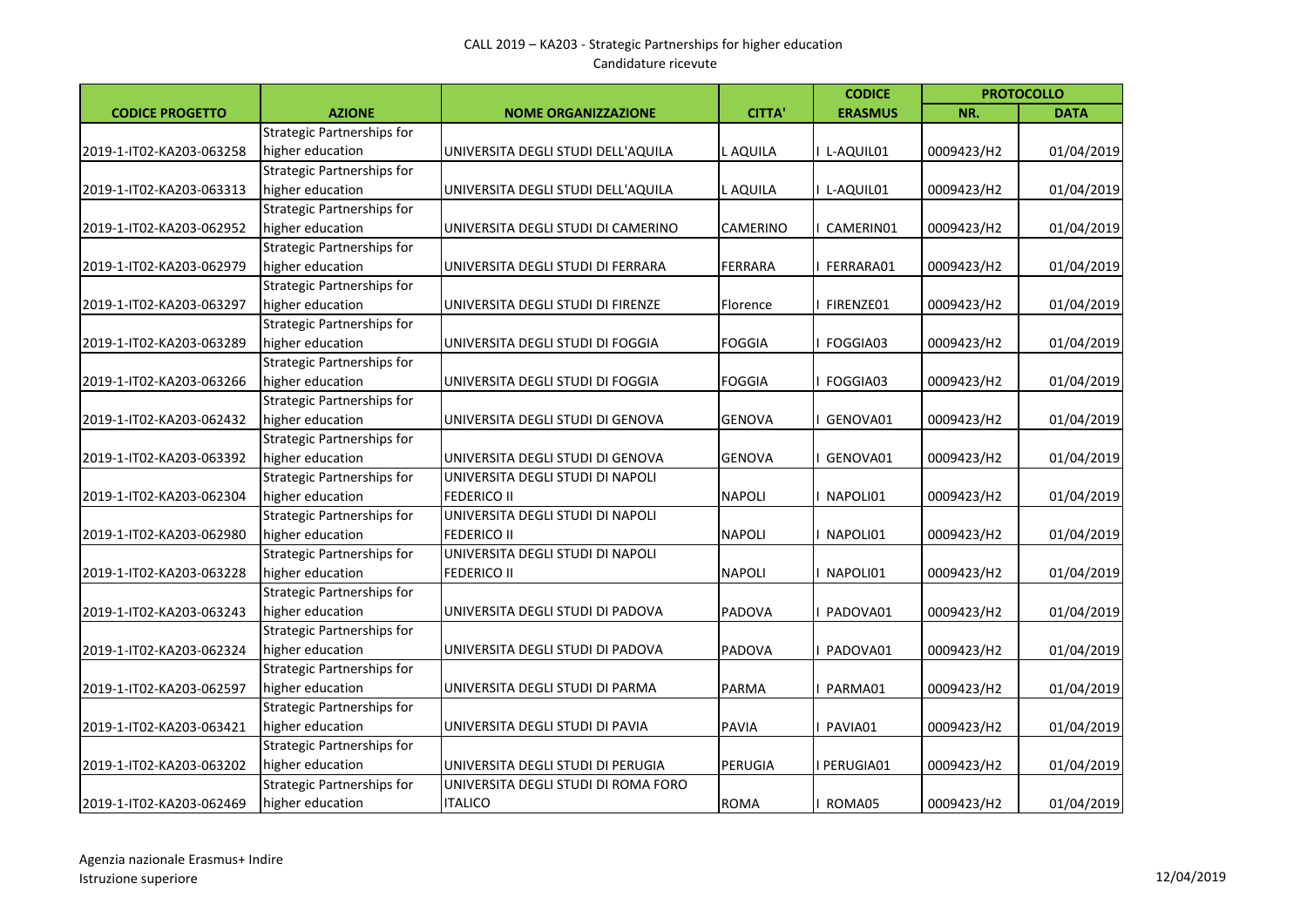CALL 2019 – KA203 - Strategic Partnerships for higher education
Candidature ricevute

| CODICE PROGETTO | AZIONE | NOME ORGANIZZAZIONE | CITTA' | CODICE ERASMUS | PROTOCOLLO NR. | PROTOCOLLO DATA |
|---|---|---|---|---|---|---|
| 2019-1-IT02-KA203-063258 | Strategic Partnerships for higher education | UNIVERSITA DEGLI STUDI DELL'AQUILA | L AQUILA | I L-AQUIL01 | 0009423/H2 | 01/04/2019 |
| 2019-1-IT02-KA203-063313 | Strategic Partnerships for higher education | UNIVERSITA DEGLI STUDI DELL'AQUILA | L AQUILA | I L-AQUIL01 | 0009423/H2 | 01/04/2019 |
| 2019-1-IT02-KA203-062952 | Strategic Partnerships for higher education | UNIVERSITA DEGLI STUDI DI CAMERINO | CAMERINO | I CAMERIN01 | 0009423/H2 | 01/04/2019 |
| 2019-1-IT02-KA203-062979 | Strategic Partnerships for higher education | UNIVERSITA DEGLI STUDI DI FERRARA | FERRARA | I FERRARA01 | 0009423/H2 | 01/04/2019 |
| 2019-1-IT02-KA203-063297 | Strategic Partnerships for higher education | UNIVERSITA DEGLI STUDI DI FIRENZE | Florence | I FIRENZE01 | 0009423/H2 | 01/04/2019 |
| 2019-1-IT02-KA203-063289 | Strategic Partnerships for higher education | UNIVERSITA DEGLI STUDI DI FOGGIA | FOGGIA | I FOGGIA03 | 0009423/H2 | 01/04/2019 |
| 2019-1-IT02-KA203-063266 | Strategic Partnerships for higher education | UNIVERSITA DEGLI STUDI DI FOGGIA | FOGGIA | I FOGGIA03 | 0009423/H2 | 01/04/2019 |
| 2019-1-IT02-KA203-062432 | Strategic Partnerships for higher education | UNIVERSITA DEGLI STUDI DI GENOVA | GENOVA | I GENOVA01 | 0009423/H2 | 01/04/2019 |
| 2019-1-IT02-KA203-063392 | Strategic Partnerships for higher education | UNIVERSITA DEGLI STUDI DI GENOVA | GENOVA | I GENOVA01 | 0009423/H2 | 01/04/2019 |
| 2019-1-IT02-KA203-062304 | Strategic Partnerships for higher education | UNIVERSITA DEGLI STUDI DI NAPOLI FEDERICO II | NAPOLI | I NAPOLI01 | 0009423/H2 | 01/04/2019 |
| 2019-1-IT02-KA203-062980 | Strategic Partnerships for higher education | UNIVERSITA DEGLI STUDI DI NAPOLI FEDERICO II | NAPOLI | I NAPOLI01 | 0009423/H2 | 01/04/2019 |
| 2019-1-IT02-KA203-063228 | Strategic Partnerships for higher education | UNIVERSITA DEGLI STUDI DI NAPOLI FEDERICO II | NAPOLI | I NAPOLI01 | 0009423/H2 | 01/04/2019 |
| 2019-1-IT02-KA203-063243 | Strategic Partnerships for higher education | UNIVERSITA DEGLI STUDI DI PADOVA | PADOVA | I PADOVA01 | 0009423/H2 | 01/04/2019 |
| 2019-1-IT02-KA203-062324 | Strategic Partnerships for higher education | UNIVERSITA DEGLI STUDI DI PADOVA | PADOVA | I PADOVA01 | 0009423/H2 | 01/04/2019 |
| 2019-1-IT02-KA203-062597 | Strategic Partnerships for higher education | UNIVERSITA DEGLI STUDI DI PARMA | PARMA | I PARMA01 | 0009423/H2 | 01/04/2019 |
| 2019-1-IT02-KA203-063421 | Strategic Partnerships for higher education | UNIVERSITA DEGLI STUDI DI PAVIA | PAVIA | I PAVIA01 | 0009423/H2 | 01/04/2019 |
| 2019-1-IT02-KA203-063202 | Strategic Partnerships for higher education | UNIVERSITA DEGLI STUDI DI PERUGIA | PERUGIA | I PERUGIA01 | 0009423/H2 | 01/04/2019 |
| 2019-1-IT02-KA203-062469 | Strategic Partnerships for higher education | UNIVERSITA DEGLI STUDI DI ROMA FORO ITALICO | ROMA | I ROMA05 | 0009423/H2 | 01/04/2019 |

Agenzia nazionale Erasmus+ Indire
Istruzione superiore

12/04/2019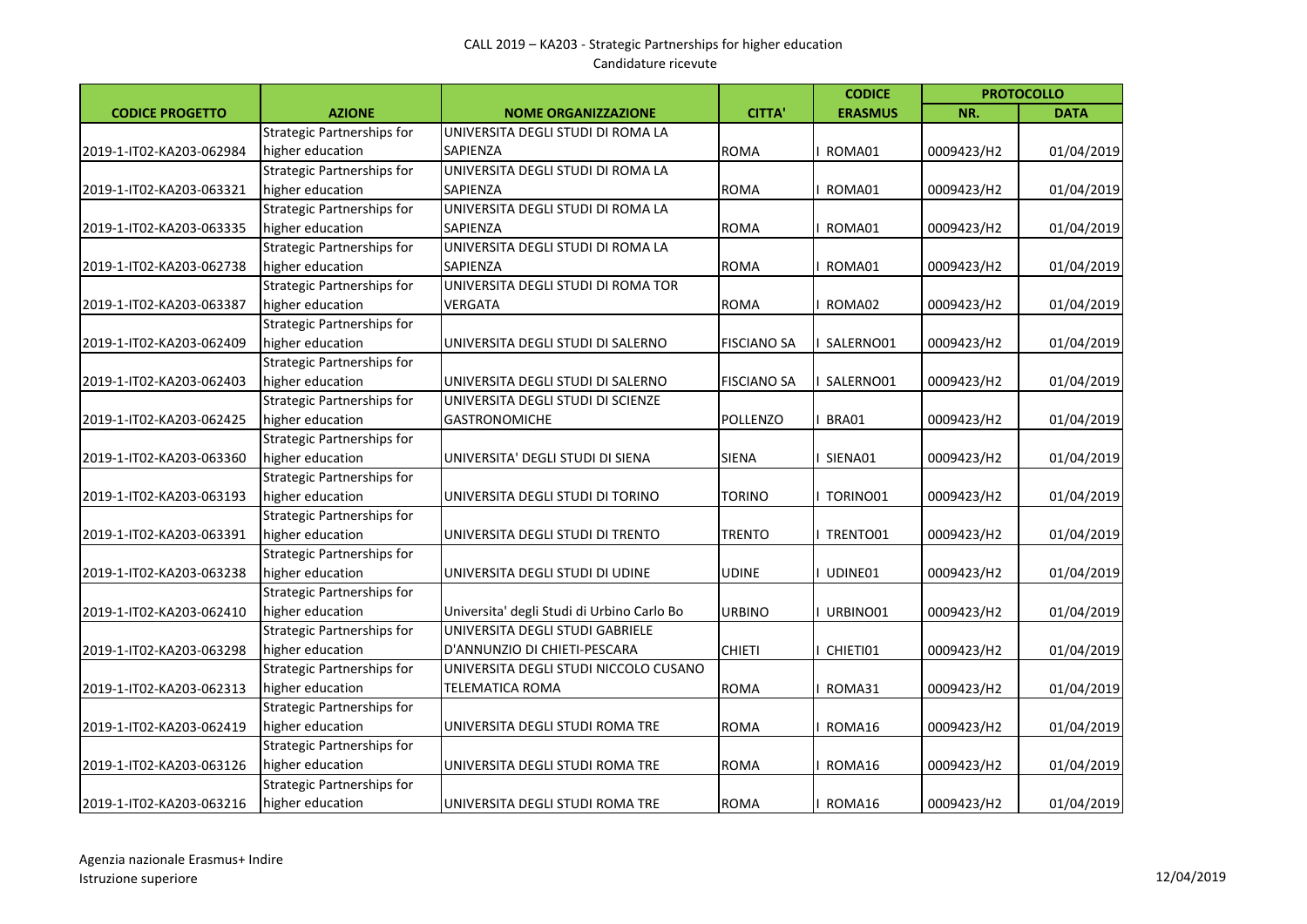CALL 2019 – KA203 - Strategic Partnerships for higher education
Candidature ricevute

| CODICE PROGETTO | AZIONE | NOME ORGANIZZAZIONE | CITTA' | CODICE ERASMUS | PROTOCOLLO | |
|---|---|---|---|---|---|---|
| | | | | | NR. | DATA |
| 2019-1-IT02-KA203-062984 | Strategic Partnerships for higher education | UNIVERSITA DEGLI STUDI DI ROMA LA SAPIENZA | ROMA | I ROMA01 | 0009423/H2 | 01/04/2019 |
| 2019-1-IT02-KA203-063321 | Strategic Partnerships for higher education | UNIVERSITA DEGLI STUDI DI ROMA LA SAPIENZA | ROMA | I ROMA01 | 0009423/H2 | 01/04/2019 |
| 2019-1-IT02-KA203-063335 | Strategic Partnerships for higher education | UNIVERSITA DEGLI STUDI DI ROMA LA SAPIENZA | ROMA | I ROMA01 | 0009423/H2 | 01/04/2019 |
| 2019-1-IT02-KA203-062738 | Strategic Partnerships for higher education | UNIVERSITA DEGLI STUDI DI ROMA LA SAPIENZA | ROMA | I ROMA01 | 0009423/H2 | 01/04/2019 |
| 2019-1-IT02-KA203-063387 | Strategic Partnerships for higher education | UNIVERSITA DEGLI STUDI DI ROMA TOR VERGATA | ROMA | I ROMA02 | 0009423/H2 | 01/04/2019 |
| 2019-1-IT02-KA203-062409 | Strategic Partnerships for higher education | UNIVERSITA DEGLI STUDI DI SALERNO | FISCIANO SA | I SALERNO01 | 0009423/H2 | 01/04/2019 |
| 2019-1-IT02-KA203-062403 | Strategic Partnerships for higher education | UNIVERSITA DEGLI STUDI DI SALERNO | FISCIANO SA | I SALERNO01 | 0009423/H2 | 01/04/2019 |
| 2019-1-IT02-KA203-062425 | Strategic Partnerships for higher education | UNIVERSITA DEGLI STUDI DI SCIENZE GASTRONOMICHE | POLLENZO | I BRA01 | 0009423/H2 | 01/04/2019 |
| 2019-1-IT02-KA203-063360 | Strategic Partnerships for higher education | UNIVERSITA' DEGLI STUDI DI SIENA | SIENA | I SIENA01 | 0009423/H2 | 01/04/2019 |
| 2019-1-IT02-KA203-063193 | Strategic Partnerships for higher education | UNIVERSITA DEGLI STUDI DI TORINO | TORINO | I TORINO01 | 0009423/H2 | 01/04/2019 |
| 2019-1-IT02-KA203-063391 | Strategic Partnerships for higher education | UNIVERSITA DEGLI STUDI DI TRENTO | TRENTO | I TRENTO01 | 0009423/H2 | 01/04/2019 |
| 2019-1-IT02-KA203-063238 | Strategic Partnerships for higher education | UNIVERSITA DEGLI STUDI DI UDINE | UDINE | I UDINE01 | 0009423/H2 | 01/04/2019 |
| 2019-1-IT02-KA203-062410 | Strategic Partnerships for higher education | Universita' degli Studi di Urbino Carlo Bo | URBINO | I URBINO01 | 0009423/H2 | 01/04/2019 |
| 2019-1-IT02-KA203-063298 | Strategic Partnerships for higher education | UNIVERSITA DEGLI STUDI GABRIELE D'ANNUNZIO DI CHIETI-PESCARA | CHIETI | I CHIETI01 | 0009423/H2 | 01/04/2019 |
| 2019-1-IT02-KA203-062313 | Strategic Partnerships for higher education | UNIVERSITA DEGLI STUDI NICCOLO CUSANO TELEMATICA ROMA | ROMA | I ROMA31 | 0009423/H2 | 01/04/2019 |
| 2019-1-IT02-KA203-062419 | Strategic Partnerships for higher education | UNIVERSITA DEGLI STUDI ROMA TRE | ROMA | I ROMA16 | 0009423/H2 | 01/04/2019 |
| 2019-1-IT02-KA203-063126 | Strategic Partnerships for higher education | UNIVERSITA DEGLI STUDI ROMA TRE | ROMA | I ROMA16 | 0009423/H2 | 01/04/2019 |
| 2019-1-IT02-KA203-063216 | Strategic Partnerships for higher education | UNIVERSITA DEGLI STUDI ROMA TRE | ROMA | I ROMA16 | 0009423/H2 | 01/04/2019 |

Agenzia nazionale Erasmus+ Indire
Istruzione superiore

12/04/2019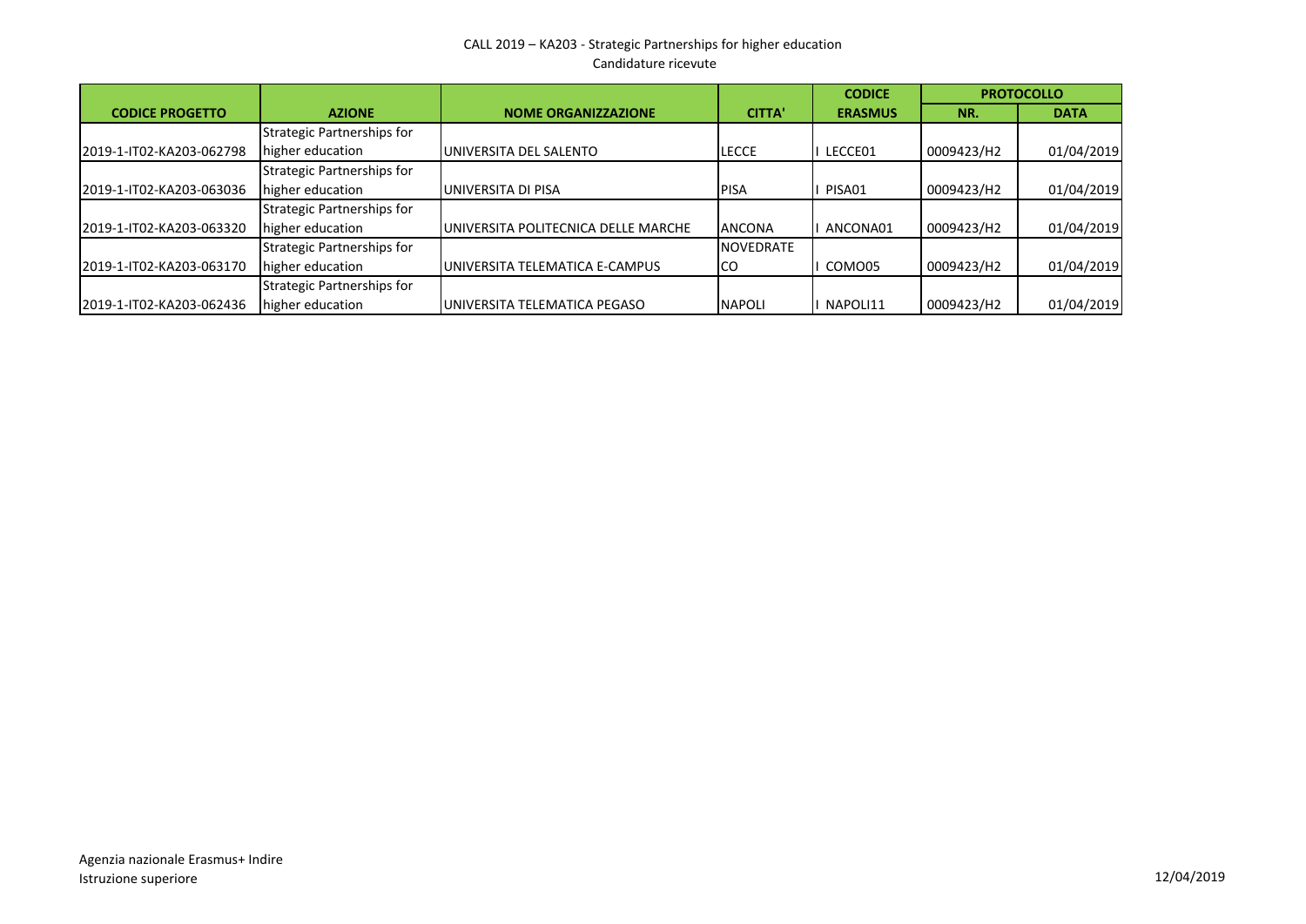CALL 2019 – KA203 - Strategic Partnerships for higher education
Candidature ricevute

| CODICE PROGETTO | AZIONE | NOME ORGANIZZAZIONE | CITTA' | CODICE ERASMUS | PROTOCOLLO NR. | PROTOCOLLO DATA |
|---|---|---|---|---|---|---|
| 2019-1-IT02-KA203-062798 | Strategic Partnerships for higher education | UNIVERSITA DEL SALENTO | LECCE | I LECCE01 | 0009423/H2 | 01/04/2019 |
| 2019-1-IT02-KA203-063036 | Strategic Partnerships for higher education | UNIVERSITA DI PISA | PISA | I PISA01 | 0009423/H2 | 01/04/2019 |
| 2019-1-IT02-KA203-063320 | Strategic Partnerships for higher education | UNIVERSITA POLITECNICA DELLE MARCHE | ANCONA | I ANCONA01 | 0009423/H2 | 01/04/2019 |
| 2019-1-IT02-KA203-063170 | Strategic Partnerships for higher education | UNIVERSITA TELEMATICA E-CAMPUS | NOVEDRATE CO | I COMO05 | 0009423/H2 | 01/04/2019 |
| 2019-1-IT02-KA203-062436 | Strategic Partnerships for higher education | UNIVERSITA TELEMATICA PEGASO | NAPOLI | I NAPOLI11 | 0009423/H2 | 01/04/2019 |

Agenzia nazionale Erasmus+ Indire
Istruzione superiore

12/04/2019